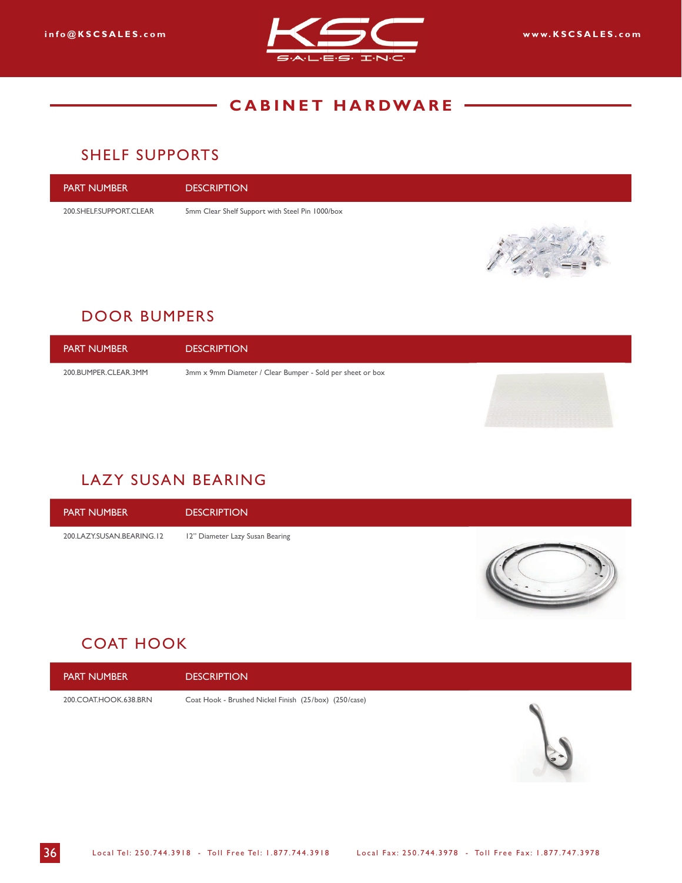# CABINET HARDWARE

## SHELF SUPPORTS

| PART NUMBER | DESCRIPTION |
| --- | --- |
| 200.SHELF.SUPPORT.CLEAR | 5mm Clear Shelf Support with Steel Pin 1000/box |

## DOOR BUMPERS

| PART NUMBER | DESCRIPTION |
| --- | --- |
| 200.BUMPER.CLEAR.3MM | 3mm x 9mm Diameter / Clear Bumper - Sold per sheet or box |

## LAZY SUSAN BEARING

| PART NUMBER | DESCRIPTION |
| --- | --- |
| 200.LAZY.SUSAN.BEARING.12 | 12" Diameter Lazy Susan Bearing |

## COAT HOOK

| PART NUMBER | DESCRIPTION |
| --- | --- |
| 200.COAT.HOOK.638.BRN | Coat Hook - Brushed Nickel Finish (25/box) (250/case) |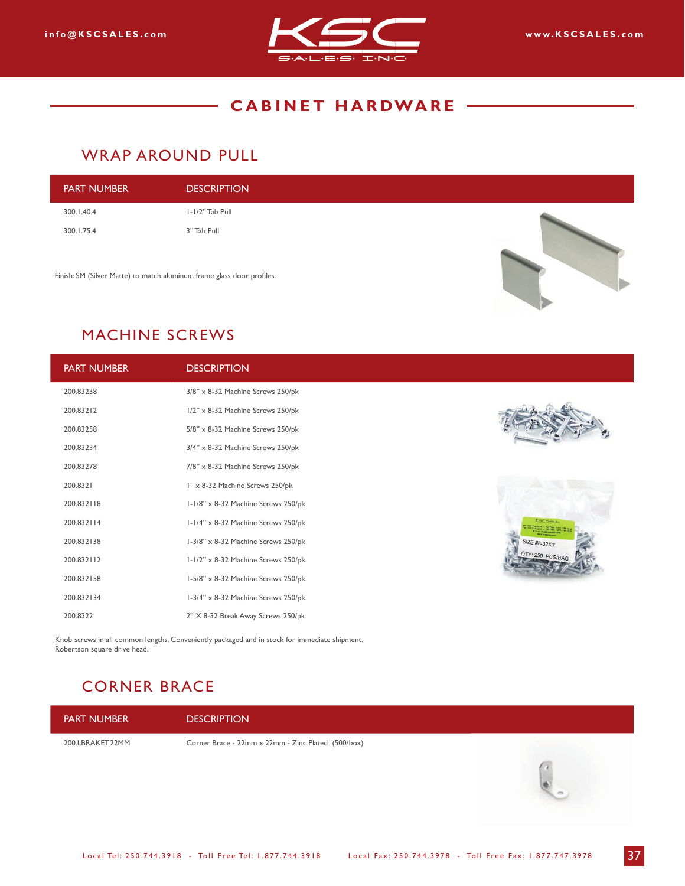# CABINET HARDWARE

## WRAP AROUND PULL

| PART NUMBER | DESCRIPTION |
|---|---|
| 300.1.40.4 | 1-1/2" Tab Pull |
| 300.1.75.4 | 3" Tab Pull |

Finish: SM (Silver Matte) to match aluminum frame glass door profiles.

## MACHINE SCREWS

| PART NUMBER | DESCRIPTION |
|---|---|
| 200.83238 | 3/8" x 8-32 Machine Screws 250/pk |
| 200.83212 | 1/2" x 8-32 Machine Screws 250/pk |
| 200.83258 | 5/8" x 8-32 Machine Screws 250/pk |
| 200.83234 | 3/4" x 8-32 Machine Screws 250/pk |
| 200.83278 | 7/8" x 8-32 Machine Screws 250/pk |
| 200.8321 | 1" x 8-32 Machine Screws 250/pk |
| 200.832118 | 1-1/8" x 8-32 Machine Screws 250/pk |
| 200.832114 | 1-1/4" x 8-32 Machine Screws 250/pk |
| 200.832138 | 1-3/8" x 8-32 Machine Screws 250/pk |
| 200.832112 | 1-1/2" x 8-32 Machine Screws 250/pk |
| 200.832158 | 1-5/8" x 8-32 Machine Screws 250/pk |
| 200.832134 | 1-3/4" x 8-32 Machine Screws 250/pk |
| 200.8322 | 2" X 8-32 Break Away Screws 250/pk |

Knob screws in all common lengths. Conveniently packaged and in stock for immediate shipment.
Robertson square drive head.

## CORNER BRACE

| PART NUMBER | DESCRIPTION |
|---|---|
| 200.LBRAKET.22MM | Corner Brace - 22mm x 22mm - Zinc Plated (500/box) |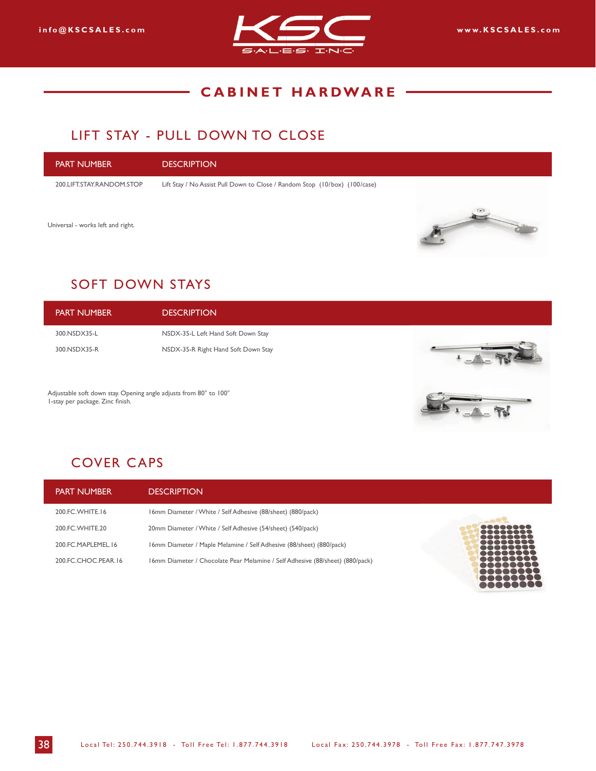# CABINET HARDWARE

## LIFT STAY - PULL DOWN TO CLOSE

| PART NUMBER | DESCRIPTION |
| --- | --- |
| 200.LIFT.STAY.RANDOM.STOP | Lift Stay / No Assist Pull Down to Close / Random Stop (10/box) (100/case) |

Universal - works left and right.

## SOFT DOWN STAYS

| PART NUMBER | DESCRIPTION |
| --- | --- |
| 300.NSDX35-L | NSDX-35-L Left Hand Soft Down Stay |
| 300.NSDX35-R | NSDX-35-R Right Hand Soft Down Stay |

Adjustable soft down stay. Opening angle adjusts from 80° to 100°
1-stay per package. Zinc finish.

## COVER CAPS

| PART NUMBER | DESCRIPTION |
| --- | --- |
| 200.FC.WHITE.16 | 16mm Diameter / White / Self Adhesive (88/sheet) (880/pack) |
| 200.FC.WHITE.20 | 20mm Diameter / White / Self Adhesive (54/sheet) (540/pack) |
| 200.FC.MAPLEMEL.16 | 16mm Diameter / Maple Melamine / Self Adhesive (88/sheet) (880/pack) |
| 200.FC.CHOC.PEAR.16 | 16mm Diameter / Chocolate Pear Melamine / Self Adhesive (88/sheet) (880/pack) |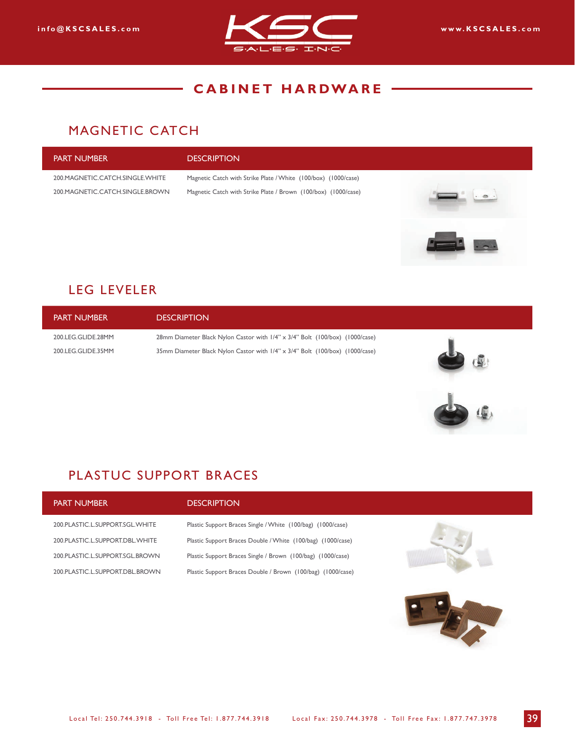# CABINET HARDWARE

## MAGNETIC CATCH

| PART NUMBER | DESCRIPTION |
|---|---|
| 200.MAGNETIC.CATCH.SINGLE.WHITE | Magnetic Catch with Strike Plate / White (100/box) (1000/case) |
| 200.MAGNETIC.CATCH.SINGLE.BROWN | Magnetic Catch with Strike Plate / Brown (100/box) (1000/case) |

## LEG LEVELER

| PART NUMBER | DESCRIPTION |
|---|---|
| 200.LEG.GLIDE.28MM | 28mm Diameter Black Nylon Castor with 1/4" x 3/4" Bolt (100/box) (1000/case) |
| 200.LEG.GLIDE.35MM | 35mm Diameter Black Nylon Castor with 1/4" x 3/4" Bolt (100/box) (1000/case) |

## PLASTUC SUPPORT BRACES

| PART NUMBER | DESCRIPTION |
|---|---|
| 200.PLASTIC.L.SUPPORT.SGL.WHITE | Plastic Support Braces Single / White (100/bag) (1000/case) |
| 200.PLASTIC.L.SUPPORT.DBL.WHITE | Plastic Support Braces Double / White (100/bag) (1000/case) |
| 200.PLASTIC.L.SUPPORT.SGL.BROWN | Plastic Support Braces Single / Brown (100/bag) (1000/case) |
| 200.PLASTIC.L.SUPPORT.DBL.BROWN | Plastic Support Braces Double / Brown (100/bag) (1000/case) |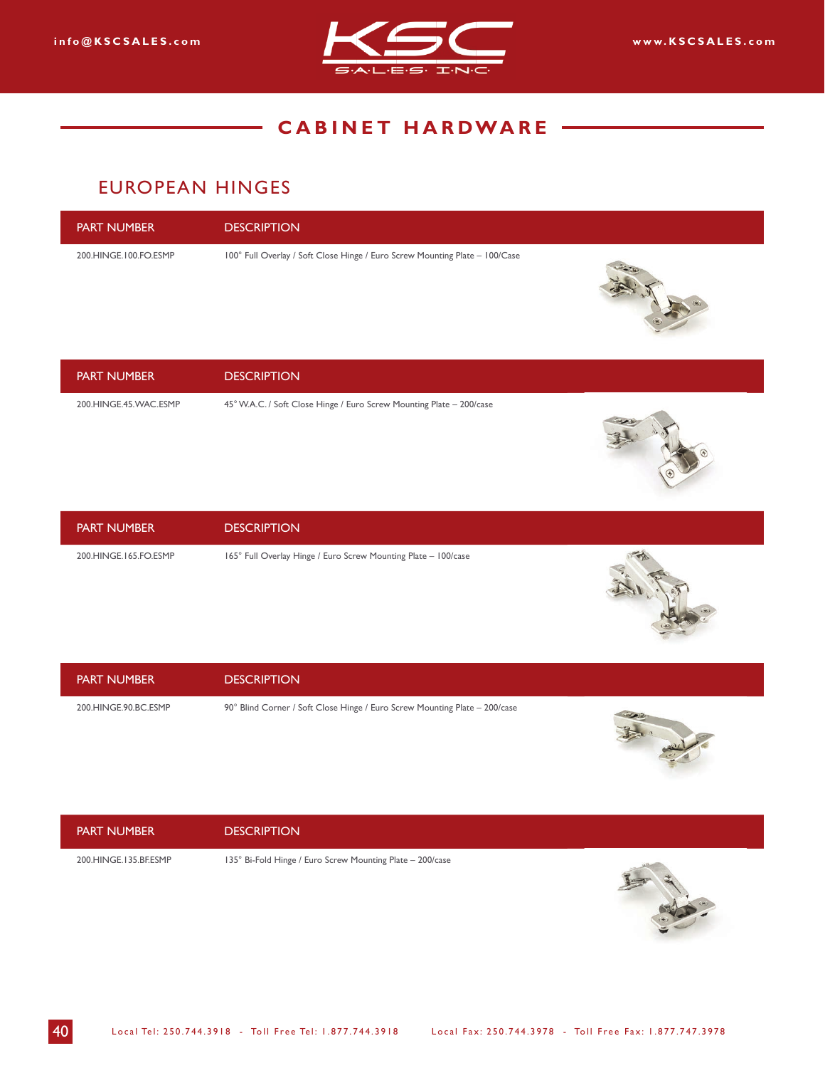## CABINET HARDWARE

### EUROPEAN HINGES

| PART NUMBER | DESCRIPTION |
|---|---|
| 200.HINGE.100.FO.ESMP | 100° Full Overlay / Soft Close Hinge / Euro Screw Mounting Plate – 100/Case |

| PART NUMBER | DESCRIPTION |
|---|---|
| 200.HINGE.45.WAC.ESMP | 45° W.A.C. / Soft Close Hinge / Euro Screw Mounting Plate – 200/case |

| PART NUMBER | DESCRIPTION |
|---|---|
| 200.HINGE.165.FO.ESMP | 165° Full Overlay Hinge / Euro Screw Mounting Plate – 100/case |

| PART NUMBER | DESCRIPTION |
|---|---|
| 200.HINGE.90.BC.ESMP | 90° Blind Corner / Soft Close Hinge / Euro Screw Mounting Plate – 200/case |

| PART NUMBER | DESCRIPTION |
|---|---|
| 200.HINGE.135.BF.ESMP | 135° Bi-Fold Hinge / Euro Screw Mounting Plate – 200/case |

Local Tel: 250.744.3918 - Toll Free Tel: 1.877.744.3918 Local Fax: 250.744.3978 - Toll Free Fax: 1.877.747.3978